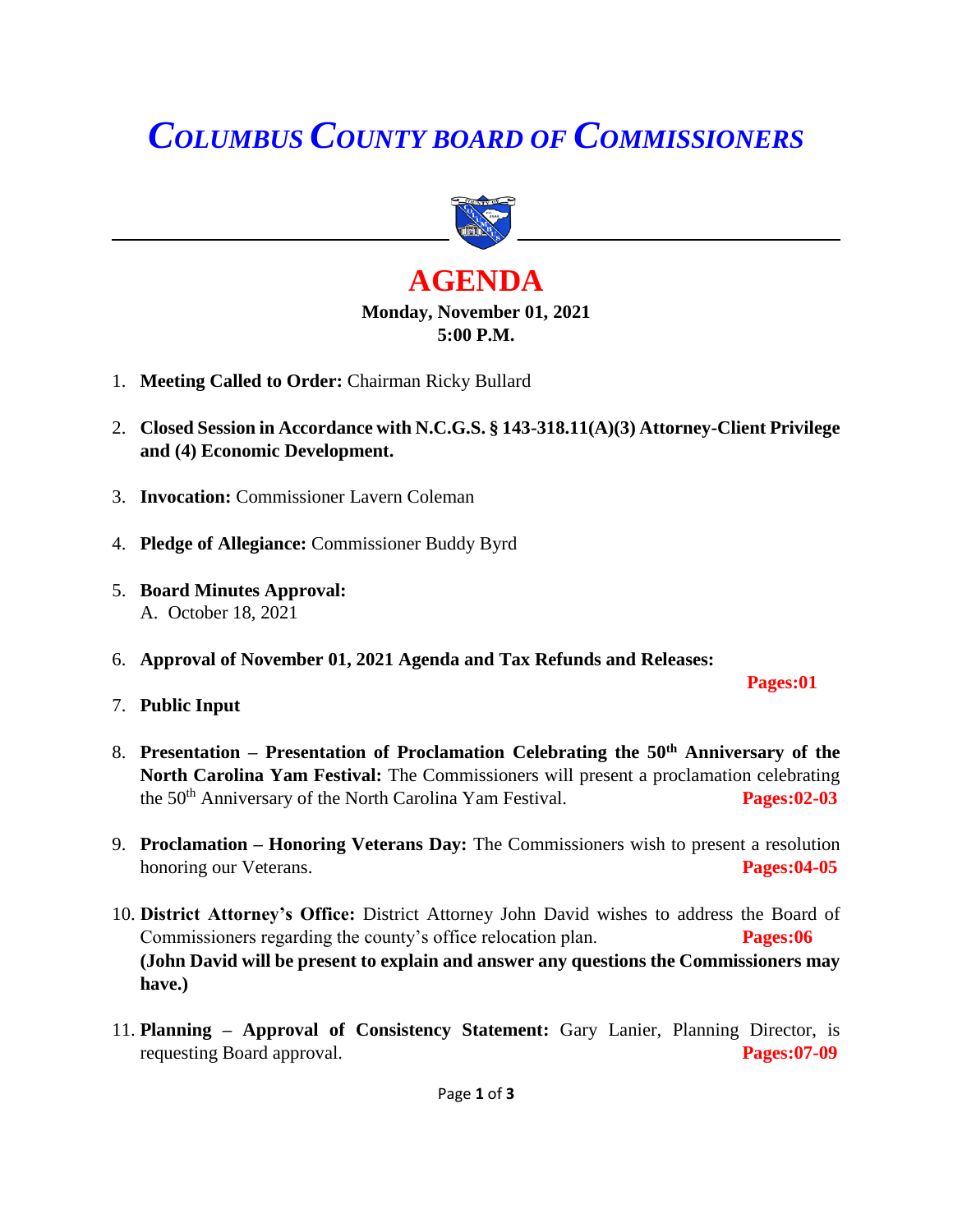# *COLUMBUS COUNTY BOARD OF COMMISSIONERS*

## AGENDA

**Monday, November 01, 2021**
**5:00 P.M.**

1. **Meeting Called to Order:** Chairman Ricky Bullard

2. **Closed Session in Accordance with N.C.G.S. § 143-318.11(A)(3) Attorney-Client Privilege and (4) Economic Development.**

3. **Invocation:** Commissioner Lavern Coleman

4. **Pledge of Allegiance:** Commissioner Buddy Byrd

5. **Board Minutes Approval:**
   A. October 18, 2021

6. **Approval of November 01, 2021 Agenda and Tax Refunds and Releases:** **Pages:01**

7. **Public Input**

8. **Presentation – Presentation of Proclamation Celebrating the 50th Anniversary of the North Carolina Yam Festival:** The Commissioners will present a proclamation celebrating the 50th Anniversary of the North Carolina Yam Festival. **Pages:02-03**

9. **Proclamation – Honoring Veterans Day:** The Commissioners wish to present a resolution honoring our Veterans. **Pages:04-05**

10. **District Attorney's Office:** District Attorney John David wishes to address the Board of Commissioners regarding the county's office relocation plan. **Pages:06**
    **(John David will be present to explain and answer any questions the Commissioners may have.)**

11. **Planning – Approval of Consistency Statement:** Gary Lanier, Planning Director, is requesting Board approval. **Pages:07-09**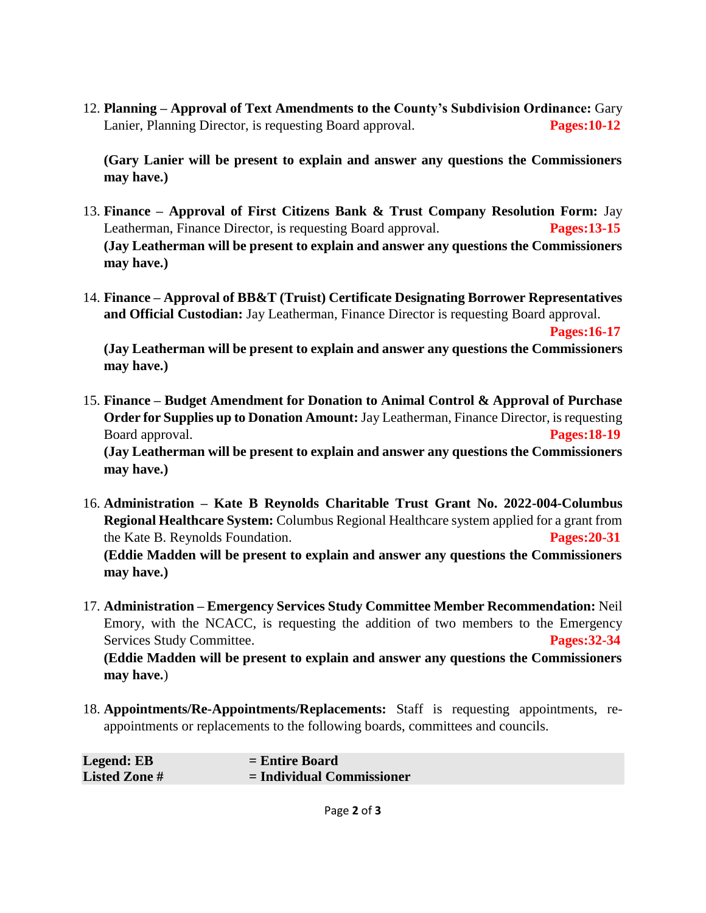12. **Planning – Approval of Text Amendments to the County's Subdivision Ordinance:** Gary Lanier, Planning Director, is requesting Board approval. **Pages:10-12**

    **(Gary Lanier will be present to explain and answer any questions the Commissioners may have.)**

13. **Finance – Approval of First Citizens Bank & Trust Company Resolution Form:** Jay Leatherman, Finance Director, is requesting Board approval. **Pages:13-15**
    **(Jay Leatherman will be present to explain and answer any questions the Commissioners may have.)**

14. **Finance – Approval of BB&T (Truist) Certificate Designating Borrower Representatives and Official Custodian:** Jay Leatherman, Finance Director is requesting Board approval. **Pages:16-17**
    **(Jay Leatherman will be present to explain and answer any questions the Commissioners may have.)**

15. **Finance – Budget Amendment for Donation to Animal Control & Approval of Purchase Order for Supplies up to Donation Amount:** Jay Leatherman, Finance Director, is requesting Board approval. **Pages:18-19**
    **(Jay Leatherman will be present to explain and answer any questions the Commissioners may have.)**

16. **Administration – Kate B Reynolds Charitable Trust Grant No. 2022-004-Columbus Regional Healthcare System:** Columbus Regional Healthcare system applied for a grant from the Kate B. Reynolds Foundation. **Pages:20-31**
    **(Eddie Madden will be present to explain and answer any questions the Commissioners may have.)**

17. **Administration – Emergency Services Study Committee Member Recommendation:** Neil Emory, with the NCACC, is requesting the addition of two members to the Emergency Services Study Committee. **Pages:32-34**
    **(Eddie Madden will be present to explain and answer any questions the Commissioners may have.**)

18. **Appointments/Re-Appointments/Replacements:** Staff is requesting appointments, re-appointments or replacements to the following boards, committees and councils.

| **Legend: EB** | **= Entire Board** |
|---|---|
| **Listed Zone #** | **= Individual Commissioner** |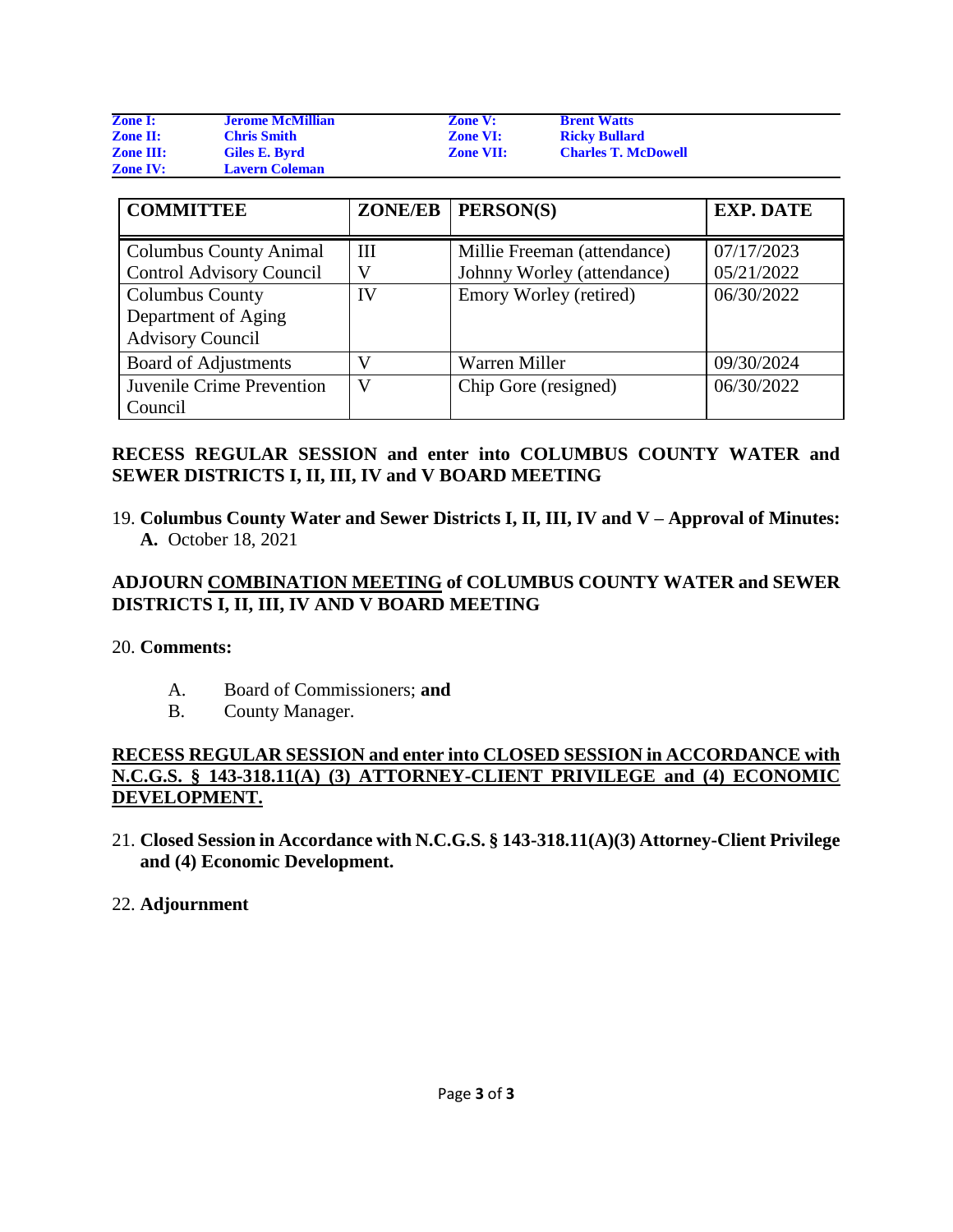| | | | |
|---|---|---|---|
| **Zone I:** | **Jerome McMillian** | **Zone V:** | **Brent Watts** |
| **Zone II:** | **Chris Smith** | **Zone VI:** | **Ricky Bullard** |
| **Zone III:** | **Giles E. Byrd** | **Zone VII:** | **Charles T. McDowell** |
| **Zone IV:** | **Lavern Coleman** | | |

| COMMITTEE | ZONE/EB | PERSON(S) | EXP. DATE |
|---|---|---|---|
| Columbus County Animal Control Advisory Council | III<br>V | Millie Freeman (attendance)<br>Johnny Worley (attendance) | 07/17/2023<br>05/21/2022 |
| Columbus County Department of Aging Advisory Council | IV | Emory Worley (retired) | 06/30/2022 |
| Board of Adjustments | V | Warren Miller | 09/30/2024 |
| Juvenile Crime Prevention Council | V | Chip Gore (resigned) | 06/30/2022 |

**RECESS REGULAR SESSION and enter into COLUMBUS COUNTY WATER and SEWER DISTRICTS I, II, III, IV and V BOARD MEETING**

19. **Columbus County Water and Sewer Districts I, II, III, IV and V – Approval of Minutes:**
    **A.** October 18, 2021

**ADJOURN COMBINATION MEETING of COLUMBUS COUNTY WATER and SEWER DISTRICTS I, II, III, IV AND V BOARD MEETING**

20. **Comments:**

    A. Board of Commissioners; **and**
    B. County Manager.

**RECESS REGULAR SESSION and enter into CLOSED SESSION in ACCORDANCE with N.C.G.S. § 143-318.11(A) (3) ATTORNEY-CLIENT PRIVILEGE and (4) ECONOMIC DEVELOPMENT.**

21. **Closed Session in Accordance with N.C.G.S. § 143-318.11(A)(3) Attorney-Client Privilege and (4) Economic Development.**

22. **Adjournment**